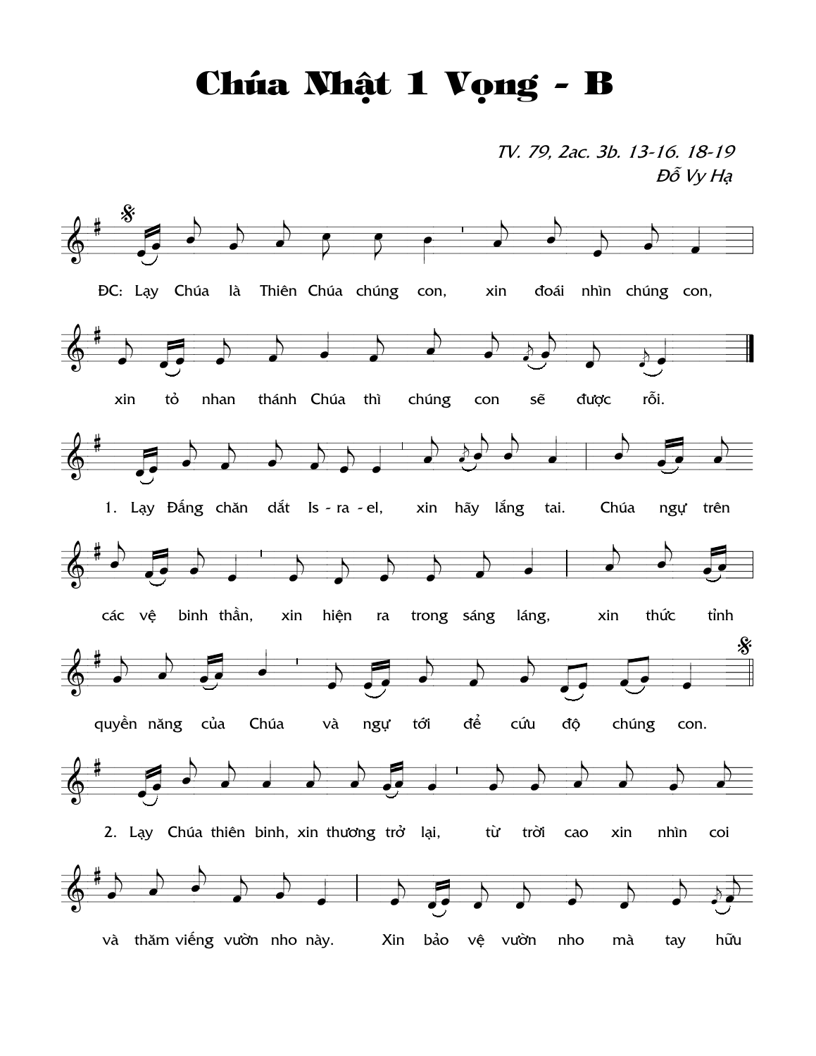# Chúa Nhật 1 Vọng - B

*TV. 79, 2ac. 3b. 13-16. 18-19*
*Đỗ Vy Hạ*

ĐC: Lạy Chúa là Thiên Chúa chúng con, xin đoái nhìn chúng con,

xin tỏ nhan thánh Chúa thì chúng con sẽ được rỗi.

1. Lạy Đấng chăn dắt Is - ra - el, xin hãy lắng tai. Chúa ngự trên

các vệ binh thần, xin hiện ra trong sáng láng, xin thức tỉnh

quyền năng của Chúa và ngự tới để cứu độ chúng con.

2. Lạy Chúa thiên binh, xin thương trở lại, từ trời cao xin nhìn coi

và thăm viếng vườn nho này. Xin bảo vệ vườn nho mà tay hữu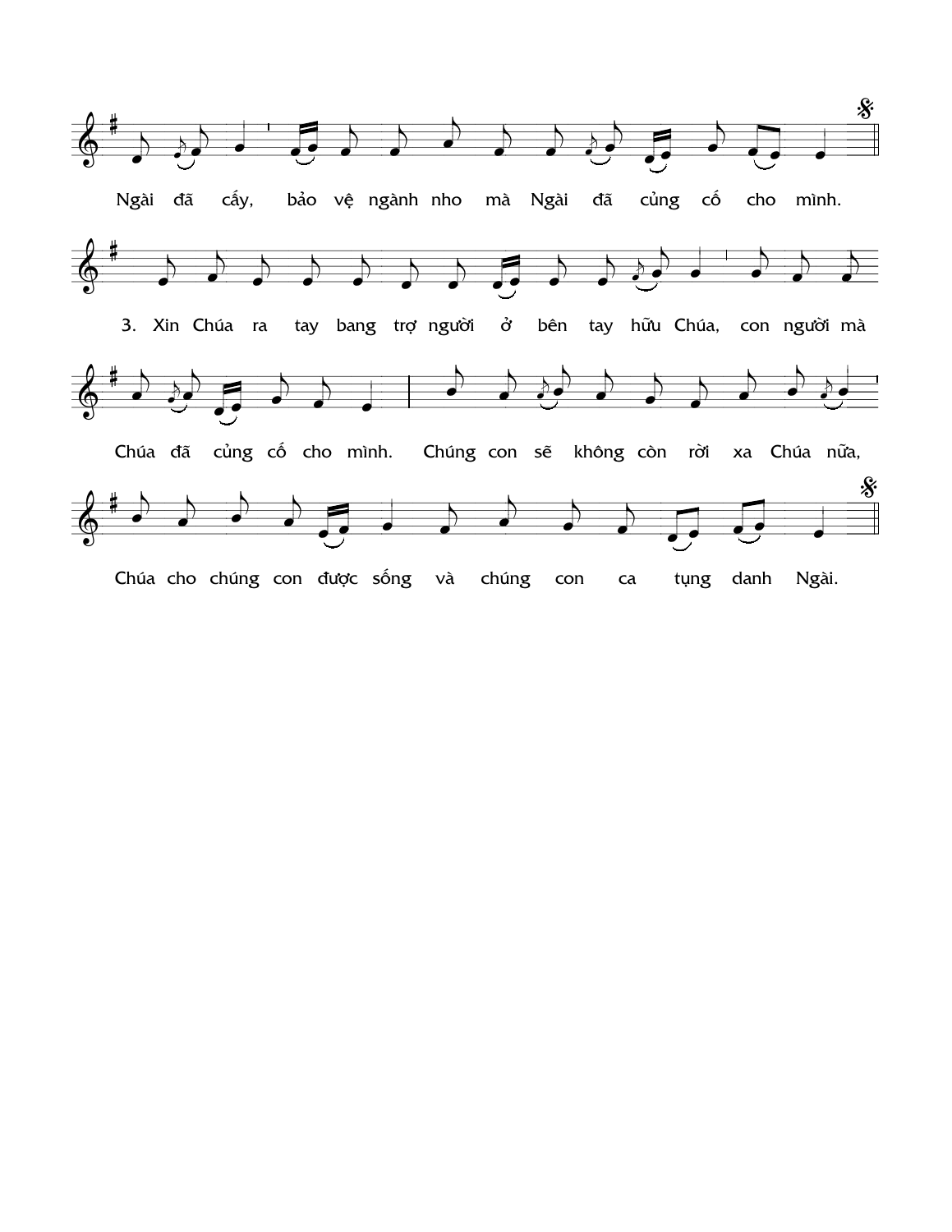Ngài đã cấy, bảo vệ ngành nho mà Ngài đã củng cố cho mình.

3. Xin Chúa ra tay bang trợ người ở bên tay hữu Chúa, con người mà

Chúa đã củng cố cho mình. Chúng con sẽ không còn rời xa Chúa nữa,

Chúa cho chúng con được sống và chúng con ca tụng danh Ngài.